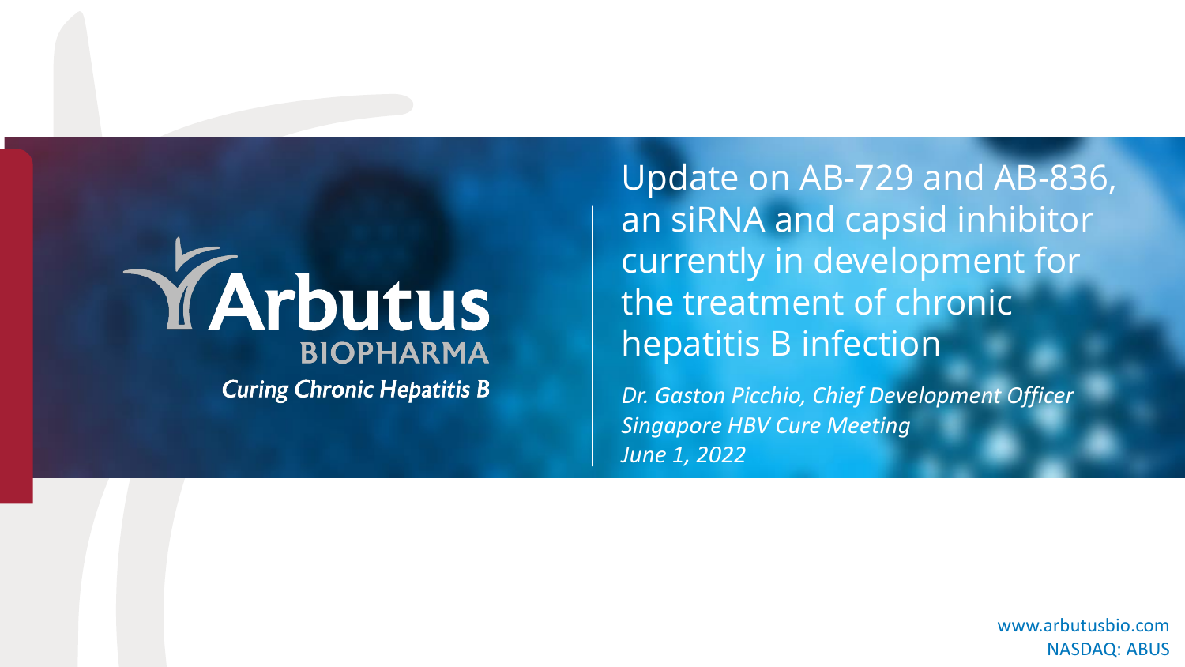Arbutus
BIOPHARMA
*Curing Chronic Hepatitis B*

# Update on AB-729 and AB-836, an siRNA and capsid inhibitor currently in development for the treatment of chronic hepatitis B infection

*Dr. Gaston Picchio, Chief Development Officer*
*Singapore HBV Cure Meeting*
*June 1, 2022*

www.arbutusbio.com
NASDAQ: ABUS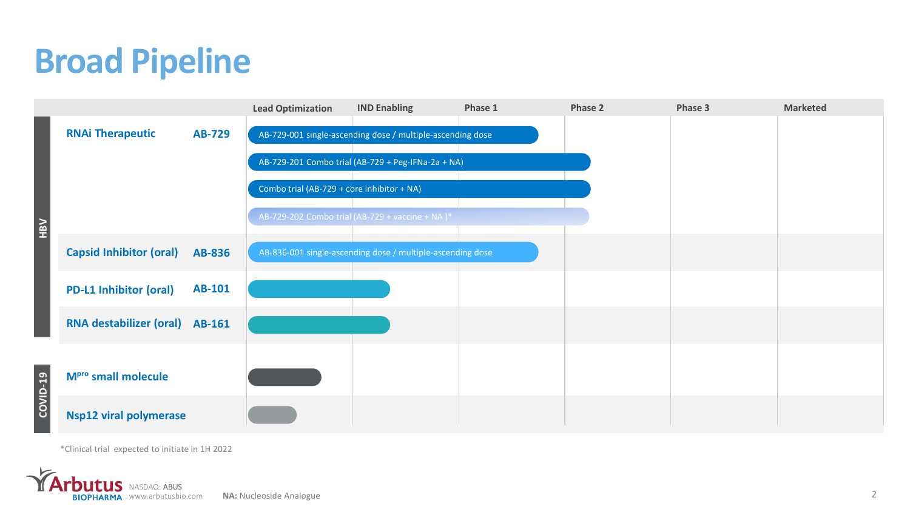# Broad Pipeline

| | | | Lead Optimization | IND Enabling | Phase 1 | Phase 2 | Phase 3 | Marketed |
|---|---|---|---|---|---|---|---|---|
| HBV | RNAi Therapeutic | AB-729 | AB-729-001 single-ascending dose / multiple-ascending dose | | | | | |
| | | | AB-729-201 Combo trial (AB-729 + Peg-IFNa-2a + NA) | | | | | |
| | | | Combo trial (AB-729 + core inhibitor + NA) | | | | | |
| | | | AB-729-202 Combo trial (AB-729 + vaccine + NA )* | | | | | |
| | Capsid Inhibitor (oral) | AB-836 | AB-836-001 single-ascending dose / multiple-ascending dose | | | | | |
| | PD-L1 Inhibitor (oral) | AB-101 | | | | | | |
| | RNA destabilizer (oral) | AB-161 | | | | | | |
| COVID-19 | $M^{pro}$ small molecule | | | | | | | |
| | Nsp12 viral polymerase | | | | | | | |

*Clinical trial expected to initiate in 1H 2022

NASDAQ: ABUS
www.arbutusbio.com

**NA:** Nucleoside Analogue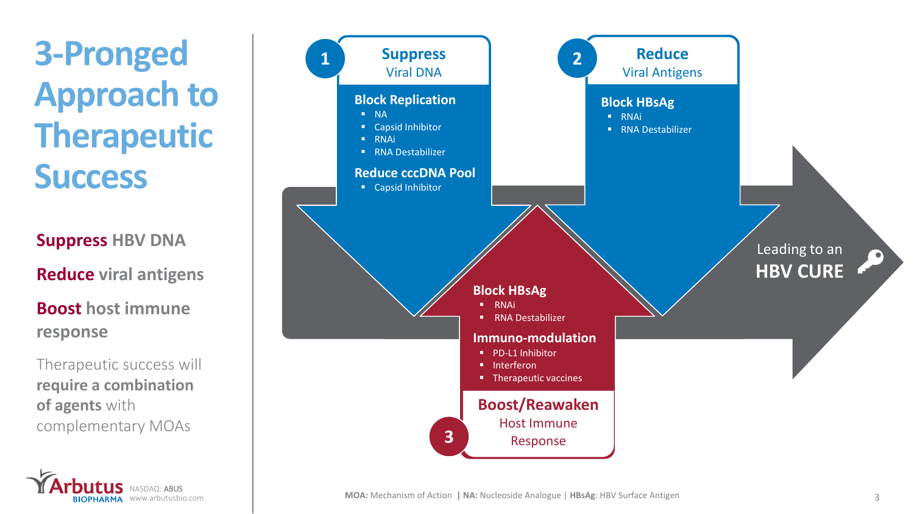# 3-Pronged Approach to Therapeutic Success

**Suppress** HBV DNA

**Reduce** viral antigens

**Boost** host immune response

Therapeutic success will **require a combination of agents** with complementary MOAs

## 1 Suppress Viral DNA

**Block Replication**

- NA
- Capsid Inhibitor
- RNAi
- RNA Destabilizer

**Reduce cccDNA Pool**

- Capsid Inhibitor

## 2 Reduce Viral Antigens

**Block HBsAg**

- RNAi
- RNA Destabilizer

## 3 Boost/Reawaken Host Immune Response

**Block HBsAg**

- RNAi
- RNA Destabilizer

**Immuno-modulation**

- PD-L1 Inhibitor
- Interferon
- Therapeutic vaccines

Leading to an **HBV CURE**

**MOA:** Mechanism of Action | **NA:** Nucleoside Analogue | **HBsAg**: HBV Surface Antigen

Arbutus BIOPHARMA NASDAQ: ABUS www.arbutusbio.com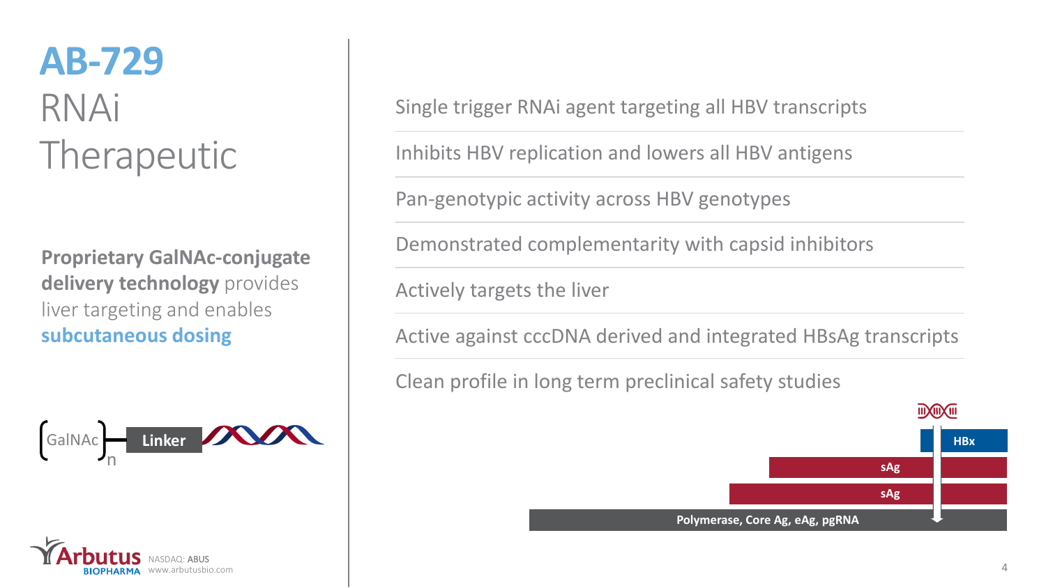# AB-729

## RNAi Therapeutic

**Proprietary GalNAc-conjugate delivery technology** provides liver targeting and enables **subcutaneous dosing**

(GalNAc)n — Linker

- Single trigger RNAi agent targeting all HBV transcripts
- Inhibits HBV replication and lowers all HBV antigens
- Pan-genotypic activity across HBV genotypes
- Demonstrated complementarity with capsid inhibitors
- Actively targets the liver
- Active against cccDNA derived and integrated HBsAg transcripts
- Clean profile in long term preclinical safety studies

HBx

sAg

sAg

Polymerase, Core Ag, eAg, pgRNA

Arbutus BIOPHARMA NASDAQ: ABUS www.arbutusbio.com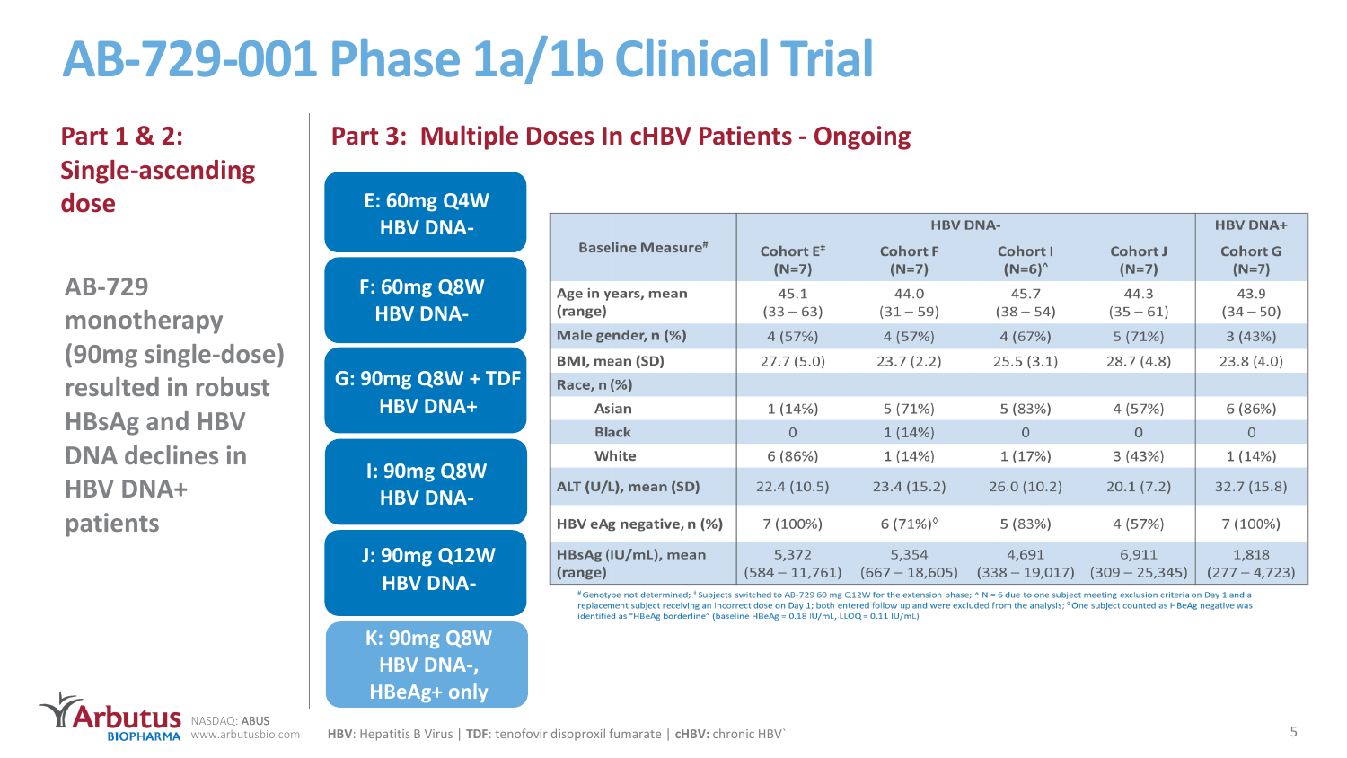# AB-729-001 Phase 1a/1b Clinical Trial

## Part 1 & 2: Single-ascending dose

AB-729 monotherapy (90mg single-dose) resulted in robust HBsAg and HBV DNA declines in HBV DNA+ patients

## Part 3: Multiple Doses In cHBV Patients - Ongoing

- E: 60mg Q4W HBV DNA-
- F: 60mg Q8W HBV DNA-
- G: 90mg Q8W + TDF HBV DNA+
- I: 90mg Q8W HBV DNA-
- J: 90mg Q12W HBV DNA-
- K: 90mg Q8W HBV DNA-, HBeAg+ only

| Baseline Measure[#] | HBV DNA- | | | | HBV DNA+ |
|---|---|---|---|---|---|
| | Cohort E[‡] (N=7) | Cohort F (N=7) | Cohort I (N=6)[^] | Cohort J (N=7) | Cohort G (N=7) |
| Age in years, mean (range) | 45.1 (33 – 63) | 44.0 (31 – 59) | 45.7 (38 – 54) | 44.3 (35 – 61) | 43.9 (34 – 50) |
| Male gender, n (%) | 4 (57%) | 4 (57%) | 4 (67%) | 5 (71%) | 3 (43%) |
| BMI, mean (SD) | 27.7 (5.0) | 23.7 (2.2) | 25.5 (3.1) | 28.7 (4.8) | 23.8 (4.0) |
| Race, n (%) | | | | | |
| Asian | 1 (14%) | 5 (71%) | 5 (83%) | 4 (57%) | 6 (86%) |
| Black | 0 | 1 (14%) | 0 | 0 | 0 |
| White | 6 (86%) | 1 (14%) | 1 (17%) | 3 (43%) | 1 (14%) |
| ALT (U/L), mean (SD) | 22.4 (10.5) | 23.4 (15.2) | 26.0 (10.2) | 20.1 (7.2) | 32.7 (15.8) |
| HBV eAg negative, n (%) | 7 (100%) | 6 (71%)[◊] | 5 (83%) | 4 (57%) | 7 (100%) |
| HBsAg (IU/mL), mean (range) | 5,372 (584 – 11,761) | 5,354 (667 – 18,605) | 4,691 (338 – 19,017) | 6,911 (309 – 25,345) | 1,818 (277 – 4,723) |

[#] Genotype not determined; [‡] Subjects switched to AB-729 60 mg Q12W for the extension phase; [^] N = 6 due to one subject meeting exclusion criteria on Day 1 and a replacement subject receiving an incorrect dose on Day 1; both entered follow up and were excluded from the analysis; [◊] One subject counted as HBeAg negative was identified as "HBeAg borderline" (baseline HBeAg = 0.18 IU/mL, LLOQ = 0.11 IU/mL)

**HBV**: Hepatitis B Virus | **TDF**: tenofovir disoproxil fumarate | **cHBV**: chronic HBV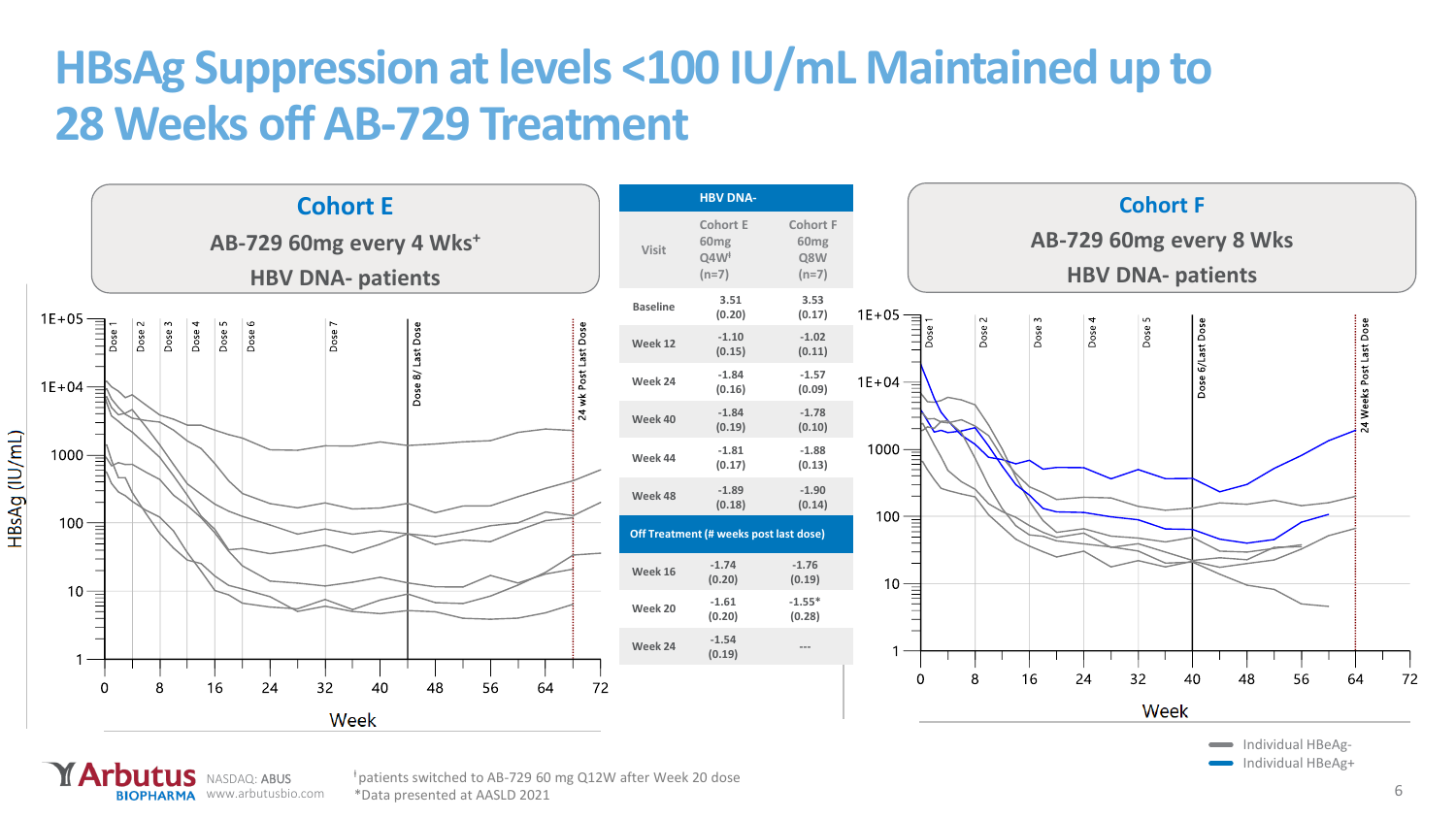# HBsAg Suppression at levels <100 IU/mL Maintained up to 28 Weeks off AB-729 Treatment

## Cohort E

AB-729 60mg every 4 Wks+

HBV DNA- patients

HBsAg (IU/mL)

1E+05, 1E+04, 1000, 100, 10, 1

Dose 1, Dose 2, Dose 3, Dose 4, Dose 5, Dose 6, Dose 7, Dose 8/ Last Dose, 24 wk Post Last Dose

0, 8, 16, 24, 32, 40, 48, 56, 64, 72

Week

| HBV DNA- | | |
|---|---|---|
| Visit | Cohort E 60mg Q4Wǂ (n=7) | Cohort F 60mg Q8W (n=7) |
| Baseline | 3.51 (0.20) | 3.53 (0.17) |
| Week 12 | -1.10 (0.15) | -1.02 (0.11) |
| Week 24 | -1.84 (0.16) | -1.57 (0.09) |
| Week 40 | -1.84 (0.19) | -1.78 (0.10) |
| Week 44 | -1.81 (0.17) | -1.88 (0.13) |
| Week 48 | -1.89 (0.18) | -1.90 (0.14) |
| **Off Treatment (# weeks post last dose)** | | |
| Week 16 | -1.74 (0.20) | -1.76 (0.19) |
| Week 20 | -1.61 (0.20) | -1.55* (0.28) |
| Week 24 | -1.54 (0.19) | --- |

## Cohort F

AB-729 60mg every 8 Wks

HBV DNA- patients

1E+05, 1E+04, 1000, 100, 10, 1

Dose 1, Dose 2, Dose 3, Dose 4, Dose 5, Dose 6/Last Dose, 24 Weeks Post Last Dose

0, 8, 16, 24, 32, 40, 48, 56, 64, 72

Week

Individual HBeAg-

Individual HBeAg+

ǂpatients switched to AB-729 60 mg Q12W after Week 20 dose

*Data presented at AASLD 2021

Arbutus BIOPHARMA NASDAQ: ABUS www.arbutusbio.com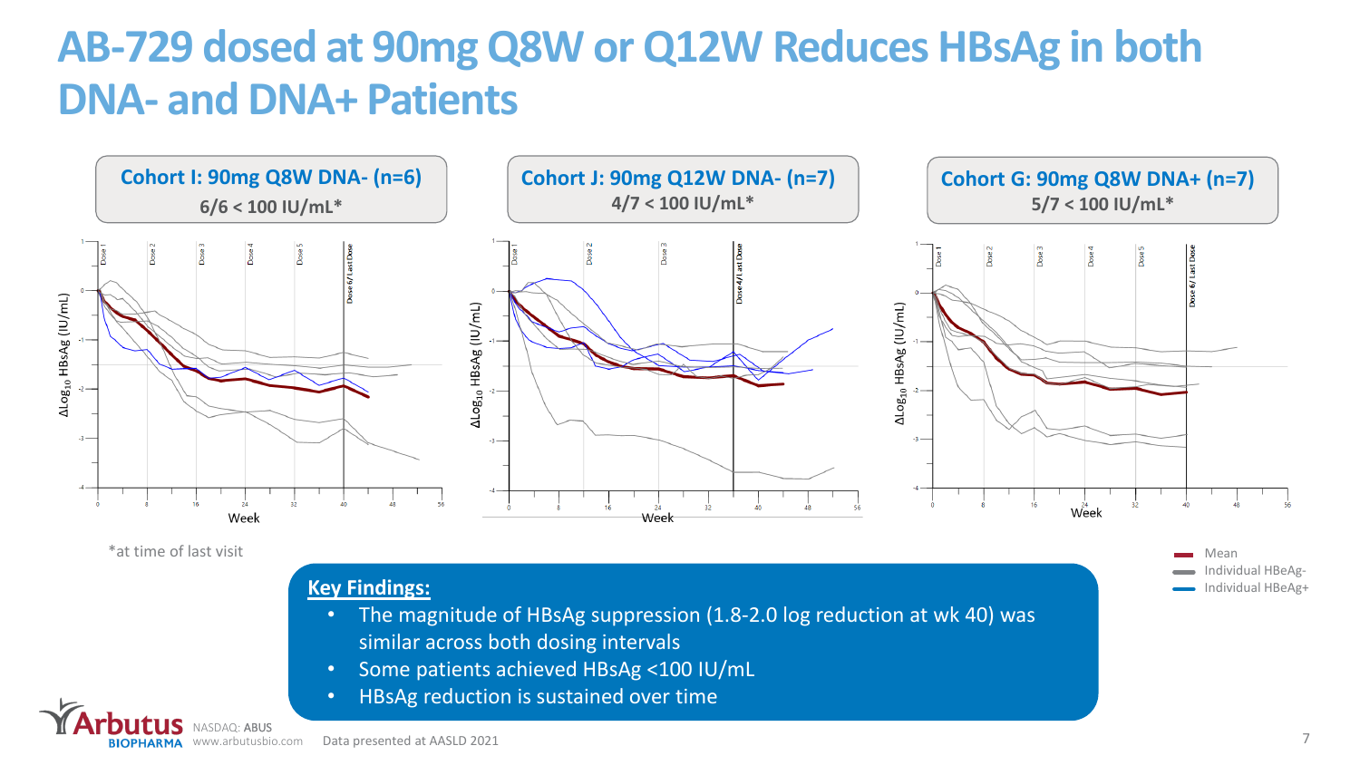# AB-729 dosed at 90mg Q8W or Q12W Reduces HBsAg in both DNA- and DNA+ Patients

**Cohort I: 90mg Q8W DNA- (n=6)**
6/6 < 100 IU/mL*

**Cohort J: 90mg Q12W DNA- (n=7)**
4/7 < 100 IU/mL*

**Cohort G: 90mg Q8W DNA+ (n=7)**
5/7 < 100 IU/mL*

$\Delta Log_{10}$ HBsAg (IU/mL) vs. Week

Legend: Mean; Individual HBeAg-; Individual HBeAg+

*at time of last visit

**Key Findings:**

- The magnitude of HBsAg suppression (1.8-2.0 log reduction at wk 40) was similar across both dosing intervals
- Some patients achieved HBsAg <100 IU/mL
- HBsAg reduction is sustained over time

Data presented at AASLD 2021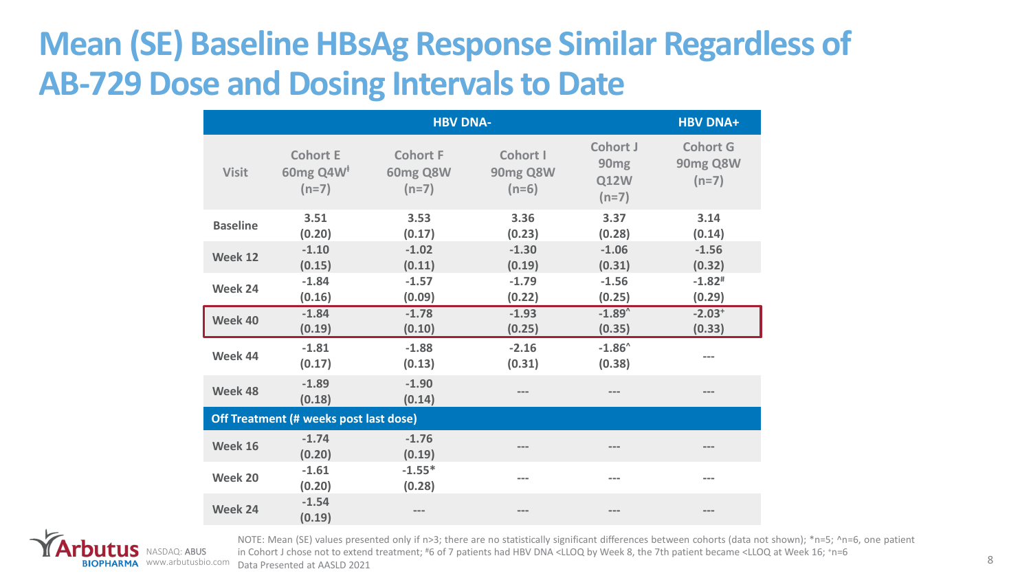# Mean (SE) Baseline HBsAg Response Similar Regardless of AB-729 Dose and Dosing Intervals to Date

| | HBV DNA- | | | | HBV DNA+ |
|---|---|---|---|---|---|
| Visit | Cohort E 60mg Q4W[ǂ] (n=7) | Cohort F 60mg Q8W (n=7) | Cohort I 90mg Q8W (n=6) | Cohort J 90mg Q12W (n=7) | Cohort G 90mg Q8W (n=7) |
| Baseline | 3.51 (0.20) | 3.53 (0.17) | 3.36 (0.23) | 3.37 (0.28) | 3.14 (0.14) |
| Week 12 | -1.10 (0.15) | -1.02 (0.11) | -1.30 (0.19) | -1.06 (0.31) | -1.56 (0.32) |
| Week 24 | -1.84 (0.16) | -1.57 (0.09) | -1.79 (0.22) | -1.56 (0.25) | -1.82[#] (0.29) |
| **Week 40** | **-1.84 (0.19)** | **-1.78 (0.10)** | **-1.93 (0.25)** | **-1.89[^] (0.35)** | **-2.03[+] (0.33)** |
| Week 44 | -1.81 (0.17) | -1.88 (0.13) | -2.16 (0.31) | -1.86[^] (0.38) | --- |
| Week 48 | -1.89 (0.18) | -1.90 (0.14) | --- | --- | --- |
| **Off Treatment (# weeks post last dose)** | | | | | |
| Week 16 | -1.74 (0.20) | -1.76 (0.19) | --- | --- | --- |
| Week 20 | -1.61 (0.20) | -1.55* (0.28) | --- | --- | --- |
| Week 24 | -1.54 (0.19) | --- | --- | --- | --- |

NOTE: Mean (SE) values presented only if n>3; there are no statistically significant differences between cohorts (data not shown); *n=5; ^n=6, one patient in Cohort J chose not to extend treatment; #6 of 7 patients had HBV DNA <LLOQ by Week 8, the 7th patient became <LLOQ at Week 16; +n=6

Data Presented at AASLD 2021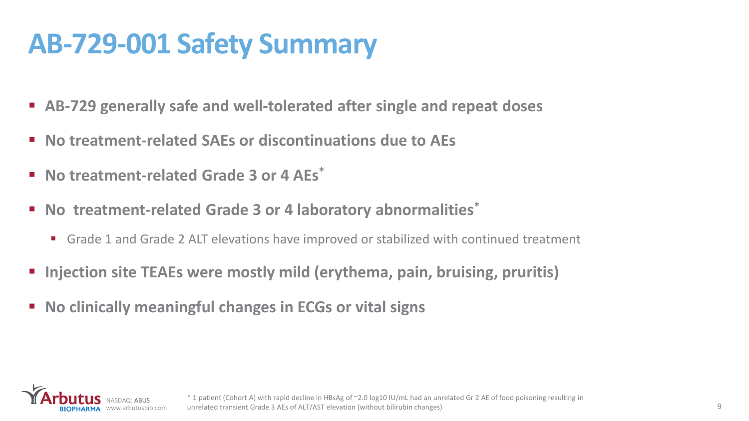# AB-729-001 Safety Summary

- **AB-729 generally safe and well-tolerated after single and repeat doses**
- **No treatment-related SAEs or discontinuations due to AEs**
- **No treatment-related Grade 3 or 4 AEs***
- **No treatment-related Grade 3 or 4 laboratory abnormalities***
  - Grade 1 and Grade 2 ALT elevations have improved or stabilized with continued treatment
- **Injection site TEAEs were mostly mild (erythema, pain, bruising, pruritis)**
- **No clinically meaningful changes in ECGs or vital signs**

* 1 patient (Cohort A) with rapid decline in HBsAg of ~2.0 log10 IU/mL had an unrelated Gr 2 AE of food poisoning resulting in unrelated transient Grade 3 AEs of ALT/AST elevation (without bilirubin changes)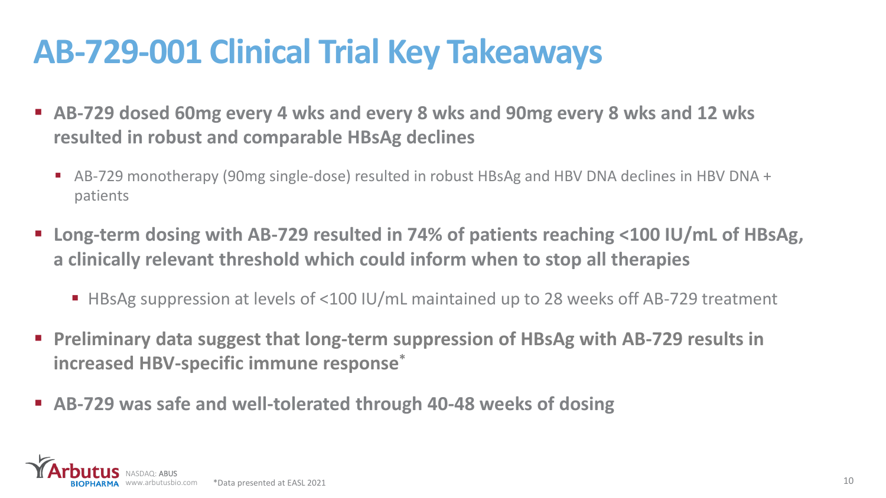# AB-729-001 Clinical Trial Key Takeaways

- **AB-729 dosed 60mg every 4 wks and every 8 wks and 90mg every 8 wks and 12 wks resulted in robust and comparable HBsAg declines**
  - AB-729 monotherapy (90mg single-dose) resulted in robust HBsAg and HBV DNA declines in HBV DNA + patients
- **Long-term dosing with AB-729 resulted in 74% of patients reaching <100 IU/mL of HBsAg, a clinically relevant threshold which could inform when to stop all therapies**
  - HBsAg suppression at levels of <100 IU/mL maintained up to 28 weeks off AB-729 treatment
- **Preliminary data suggest that long-term suppression of HBsAg with AB-729 results in increased HBV-specific immune response***
- **AB-729 was safe and well-tolerated through 40-48 weeks of dosing**

*Data presented at EASL 2021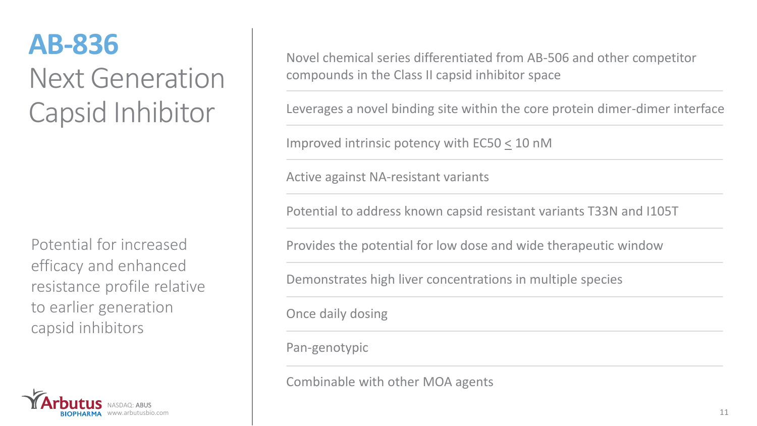# AB-836

## Next Generation Capsid Inhibitor

Potential for increased efficacy and enhanced resistance profile relative to earlier generation capsid inhibitors

- Novel chemical series differentiated from AB-506 and other competitor compounds in the Class II capsid inhibitor space
- Leverages a novel binding site within the core protein dimer-dimer interface
- Improved intrinsic potency with EC50 $\leq$ 10 nM
- Active against NA-resistant variants
- Potential to address known capsid resistant variants T33N and I105T
- Provides the potential for low dose and wide therapeutic window
- Demonstrates high liver concentrations in multiple species
- Once daily dosing
- Pan-genotypic
- Combinable with other MOA agents

Arbutus BIOPHARMA NASDAQ: ABUS www.arbutusbio.com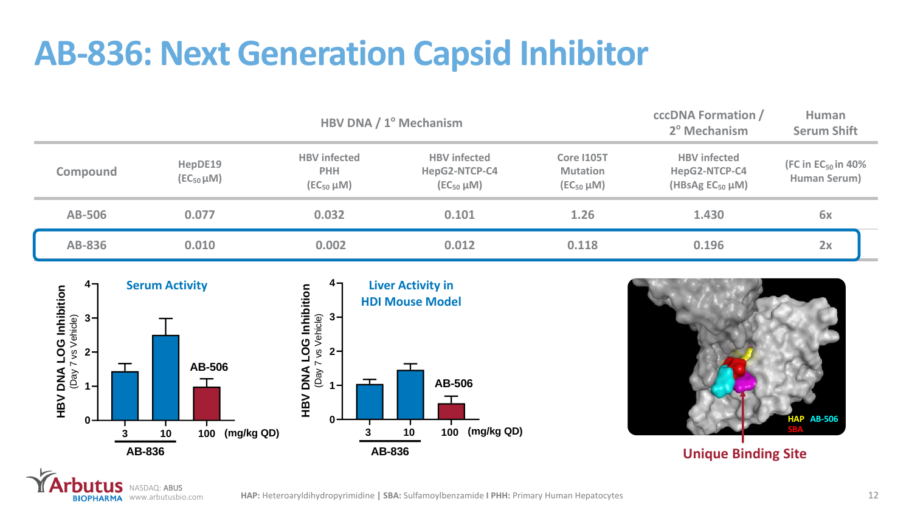# AB-836: Next Generation Capsid Inhibitor

| | HBV DNA / 1° Mechanism | | | | cccDNA Formation / 2° Mechanism | Human Serum Shift |
|---|---|---|---|---|---|---|
| Compound | HepDE19 ($EC_{50}$ µM) | HBV infected PHH ($EC_{50}$ µM) | HBV infected HepG2-NTCP-C4 ($EC_{50}$ µM) | Core I105T Mutation ($EC_{50}$ µM) | HBV infected HepG2-NTCP-C4 (HBsAg $EC_{50}$ µM) | (FC in $EC_{50}$ in 40% Human Serum) |
| AB-506 | 0.077 | 0.032 | 0.101 | 1.26 | 1.430 | 6x |
| AB-836 | 0.010 | 0.002 | 0.012 | 0.118 | 0.196 | 2x |

**Serum Activity**

HBV DNA LOG Inhibition (Day 7 vs Vehicle)

AB-836: 3, 10; AB-506: 100 (mg/kg QD)

**Liver Activity in HDI Mouse Model**

HBV DNA LOG Inhibition (Day 7 vs Vehicle)

AB-836: 3, 10; AB-506: 100 (mg/kg QD)

HAP AB-506 SBA

**Unique Binding Site**

**HAP:** Heteroaryldihydropyrimidine | **SBA:** Sulfamoylbenzamide | **PHH:** Primary Human Hepatocytes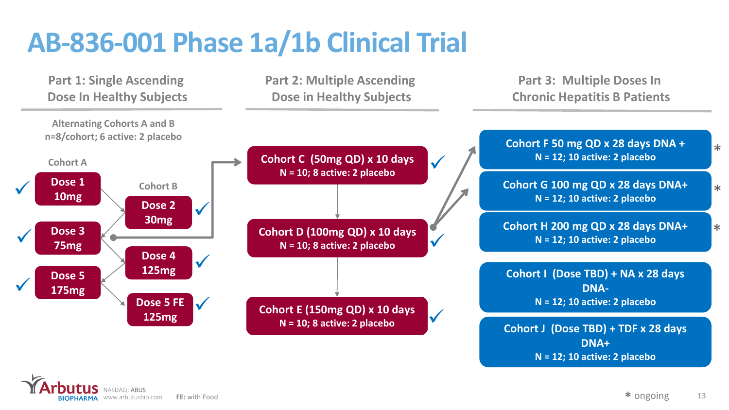# AB-836-001 Phase 1a/1b Clinical Trial

## Part 1: Single Ascending Dose In Healthy Subjects

Alternating Cohorts A and B
n=8/cohort; 6 active: 2 placebo

**Cohort A**

- ✓ Dose 1 10mg
- ✓ Dose 3 75mg
- ✓ Dose 5 175mg

**Cohort B**

- ✓ Dose 2 30mg
- ✓ Dose 4 125mg
- ✓ Dose 5 FE 125mg

## Part 2: Multiple Ascending Dose in Healthy Subjects

- ✓ Cohort C (50mg QD) x 10 days
  N = 10; 8 active: 2 placebo
- ✓ Cohort D (100mg QD) x 10 days
  N = 10; 8 active: 2 placebo
- ✓ Cohort E (150mg QD) x 10 days
  N = 10; 8 active: 2 placebo

## Part 3: Multiple Doses In Chronic Hepatitis B Patients

- Cohort F 50 mg QD x 28 days DNA + *
  N = 12; 10 active: 2 placebo
- Cohort G 100 mg QD x 28 days DNA+ *
  N = 12; 10 active: 2 placebo
- Cohort H 200 mg QD x 28 days DNA+ *
  N = 12; 10 active: 2 placebo
- Cohort I (Dose TBD) + NA x 28 days DNA-
  N = 12; 10 active: 2 placebo
- Cohort J (Dose TBD) + TDF x 28 days DNA+
  N = 12; 10 active: 2 placebo

FE: with Food

* ongoing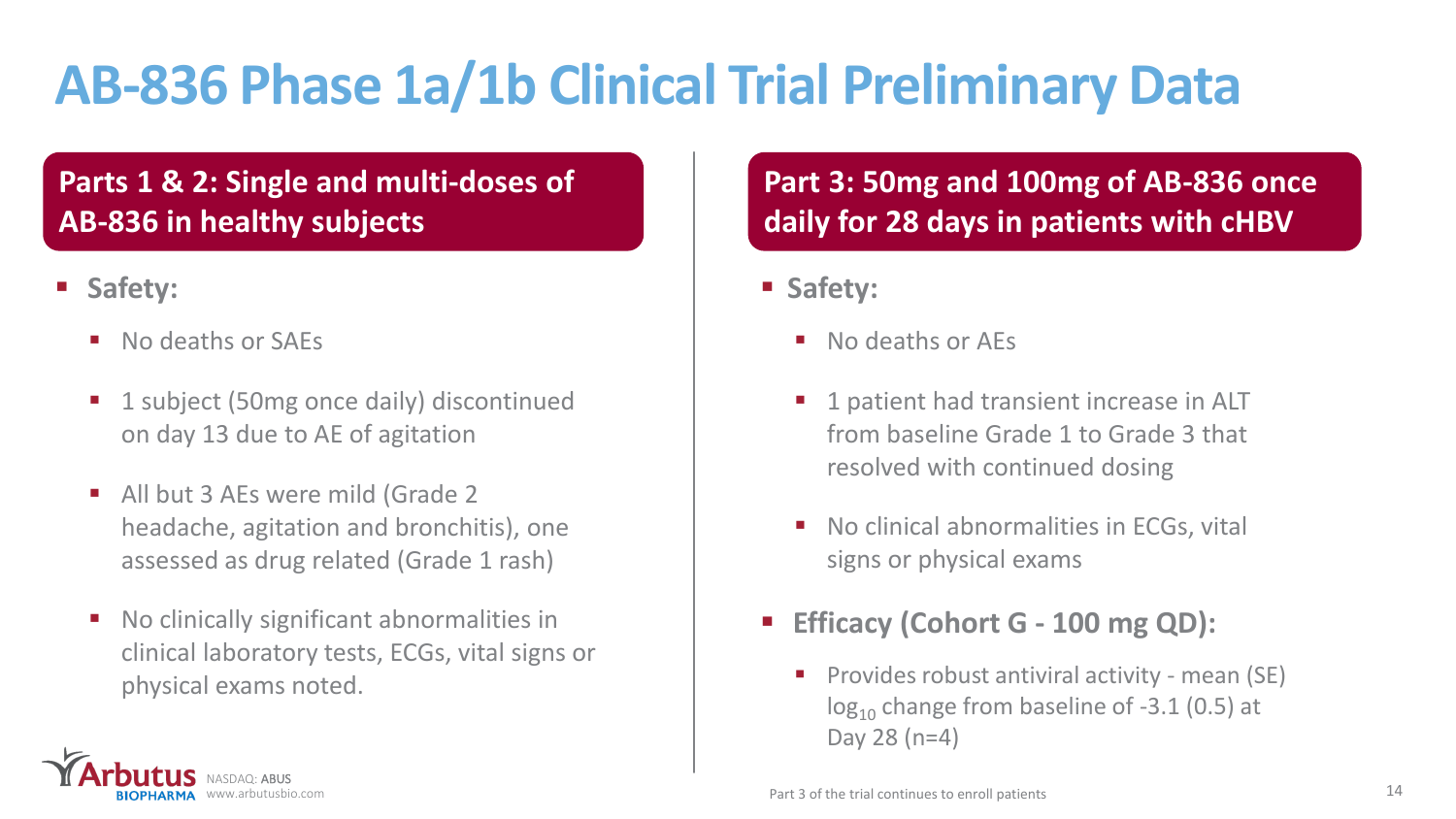# AB-836 Phase 1a/1b Clinical Trial Preliminary Data

## Parts 1 & 2: Single and multi-doses of AB-836 in healthy subjects

- **Safety:**
  - No deaths or SAEs
  - 1 subject (50mg once daily) discontinued on day 13 due to AE of agitation
  - All but 3 AEs were mild (Grade 2 headache, agitation and bronchitis), one assessed as drug related (Grade 1 rash)
  - No clinically significant abnormalities in clinical laboratory tests, ECGs, vital signs or physical exams noted.

## Part 3: 50mg and 100mg of AB-836 once daily for 28 days in patients with cHBV

- **Safety:**
  - No deaths or AEs
  - 1 patient had transient increase in ALT from baseline Grade 1 to Grade 3 that resolved with continued dosing
  - No clinical abnormalities in ECGs, vital signs or physical exams
- **Efficacy (Cohort G - 100 mg QD):**
  - Provides robust antiviral activity - mean (SE) $\log_{10}$ change from baseline of -3.1 (0.5) at Day 28 (n=4)

Part 3 of the trial continues to enroll patients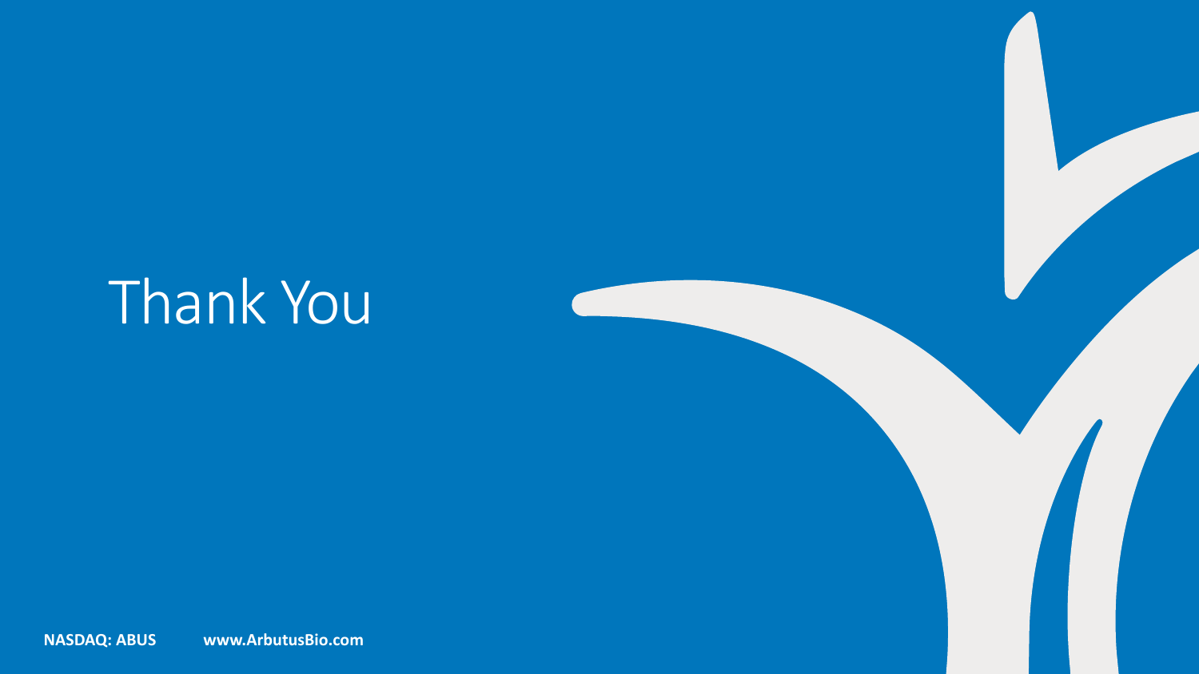# Thank You

**NASDAQ: ABUS** **www.ArbutusBio.com**